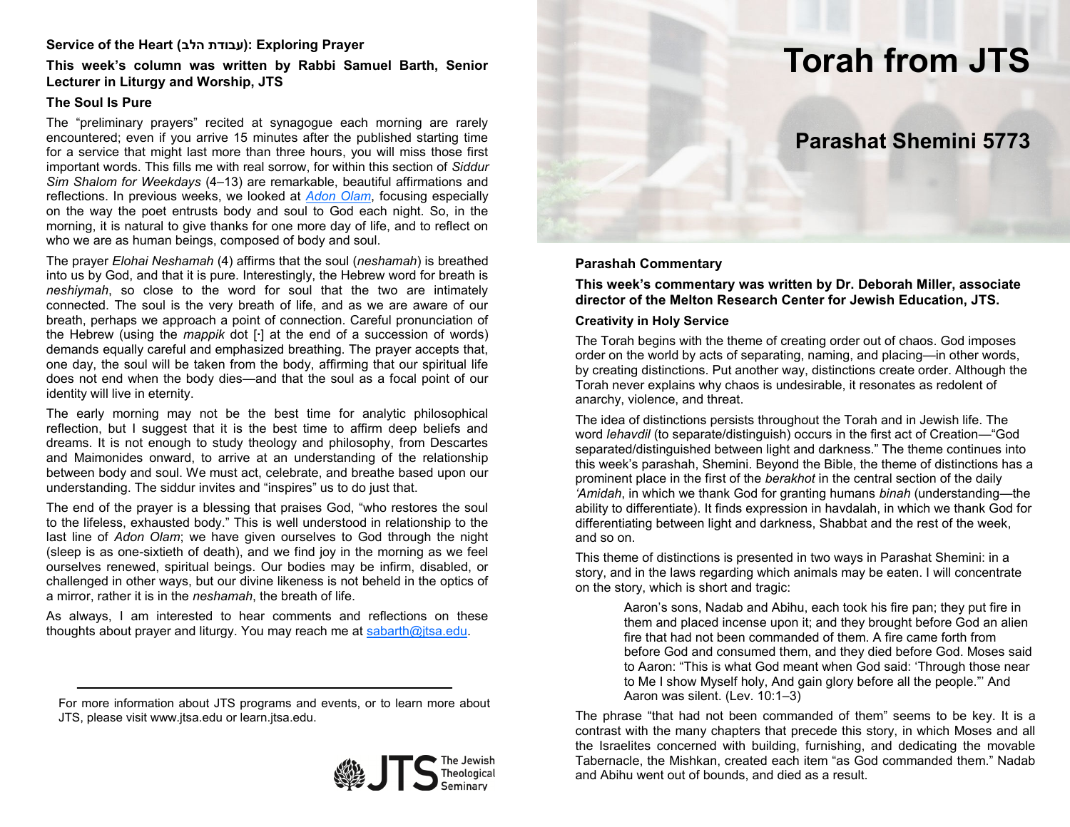# Torah from JTS

## Parashat Shemini 5773

### Parashah Commentary

**This week's commentary was written by Dr. Deborah Miller, associate director of the Melton Research Center for Jewish Education, JTS.**

**Creativity in Holy Service**

The Torah begins with the theme of creating order out of chaos. God imposes order on the world by acts of separating, naming, and placing—in other words, by creating distinctions. Put another way, distinctions create order. Although the Torah never explains why chaos is undesirable, it resonates as redolent of anarchy, violence, and threat.

The idea of distinctions persists throughout the Torah and in Jewish life. The word *lehavdil* (to separate/distinguish) occurs in the first act of Creation—"God separated/distinguished between light and darkness." The theme continues into this week's parashah, Shemini. Beyond the Bible, the theme of distinctions has a prominent place in the first of the *berakhot* in the central section of the daily *'Amidah*, in which we thank God for granting humans *binah* (understanding—the ability to differentiate). It finds expression in havdalah, in which we thank God for differentiating between light and darkness, Shabbat and the rest of the week, and so on.

This theme of distinctions is presented in two ways in Parashat Shemini: in a story, and in the laws regarding which animals may be eaten. I will concentrate on the story, which is short and tragic:

> Aaron's sons, Nadab and Abihu, each took his fire pan; they put fire in them and placed incense upon it; and they brought before God an alien fire that had not been commanded of them. A fire came forth from before God and consumed them, and they died before God. Moses said to Aaron: "This is what God meant when God said: 'Through those near to Me I show Myself holy, And gain glory before all the people.'" And Aaron was silent. (Lev. 10:1–3)

The phrase "that had not been commanded of them" seems to be key. It is a contrast with the many chapters that precede this story, in which Moses and all the Israelites concerned with building, furnishing, and dedicating the movable Tabernacle, the Mishkan, created each item "as God commanded them." Nadab and Abihu went out of bounds, and died as a result.

### Service of the Heart (עבודת הלב): Exploring Prayer

**This week's column was written by Rabbi Samuel Barth, Senior Lecturer in Liturgy and Worship, JTS**

**The Soul Is Pure**

The "preliminary prayers" recited at synagogue each morning are rarely encountered; even if you arrive 15 minutes after the published starting time for a service that might last more than three hours, you will miss those first important words. This fills me with real sorrow, for within this section of *Siddur Sim Shalom for Weekdays* (4–13) are remarkable, beautiful affirmations and reflections. In previous weeks, we looked at *Adon Olam*, focusing especially on the way the poet entrusts body and soul to God each night. So, in the morning, it is natural to give thanks for one more day of life, and to reflect on who we are as human beings, composed of body and soul.

The prayer *Elohai Neshamah* (4) affirms that the soul (*neshamah*) is breathed into us by God, and that it is pure. Interestingly, the Hebrew word for breath is *neshiymah*, so close to the word for soul that the two are intimately connected. The soul is the very breath of life, and as we are aware of our breath, perhaps we approach a point of connection. Careful pronunciation of the Hebrew (using the *mappik* dot [·] at the end of a succession of words) demands equally careful and emphasized breathing. The prayer accepts that, one day, the soul will be taken from the body, affirming that our spiritual life does not end when the body dies—and that the soul as a focal point of our identity will live in eternity.

The early morning may not be the best time for analytic philosophical reflection, but I suggest that it is the best time to affirm deep beliefs and dreams. It is not enough to study theology and philosophy, from Descartes and Maimonides onward, to arrive at an understanding of the relationship between body and soul. We must act, celebrate, and breathe based upon our understanding. The siddur invites and "inspires" us to do just that.

The end of the prayer is a blessing that praises God, "who restores the soul to the lifeless, exhausted body." This is well understood in relationship to the last line of *Adon Olam*; we have given ourselves to God through the night (sleep is as one-sixtieth of death), and we find joy in the morning as we feel ourselves renewed, spiritual beings. Our bodies may be infirm, disabled, or challenged in other ways, but our divine likeness is not beheld in the optics of a mirror, rather it is in the *neshamah*, the breath of life.

As always, I am interested to hear comments and reflections on these thoughts about prayer and liturgy. You may reach me at sabarth@jtsa.edu.

---

For more information about JTS programs and events, or to learn more about JTS, please visit www.jtsa.edu or learn.jtsa.edu.

JTS The Jewish Theological Seminary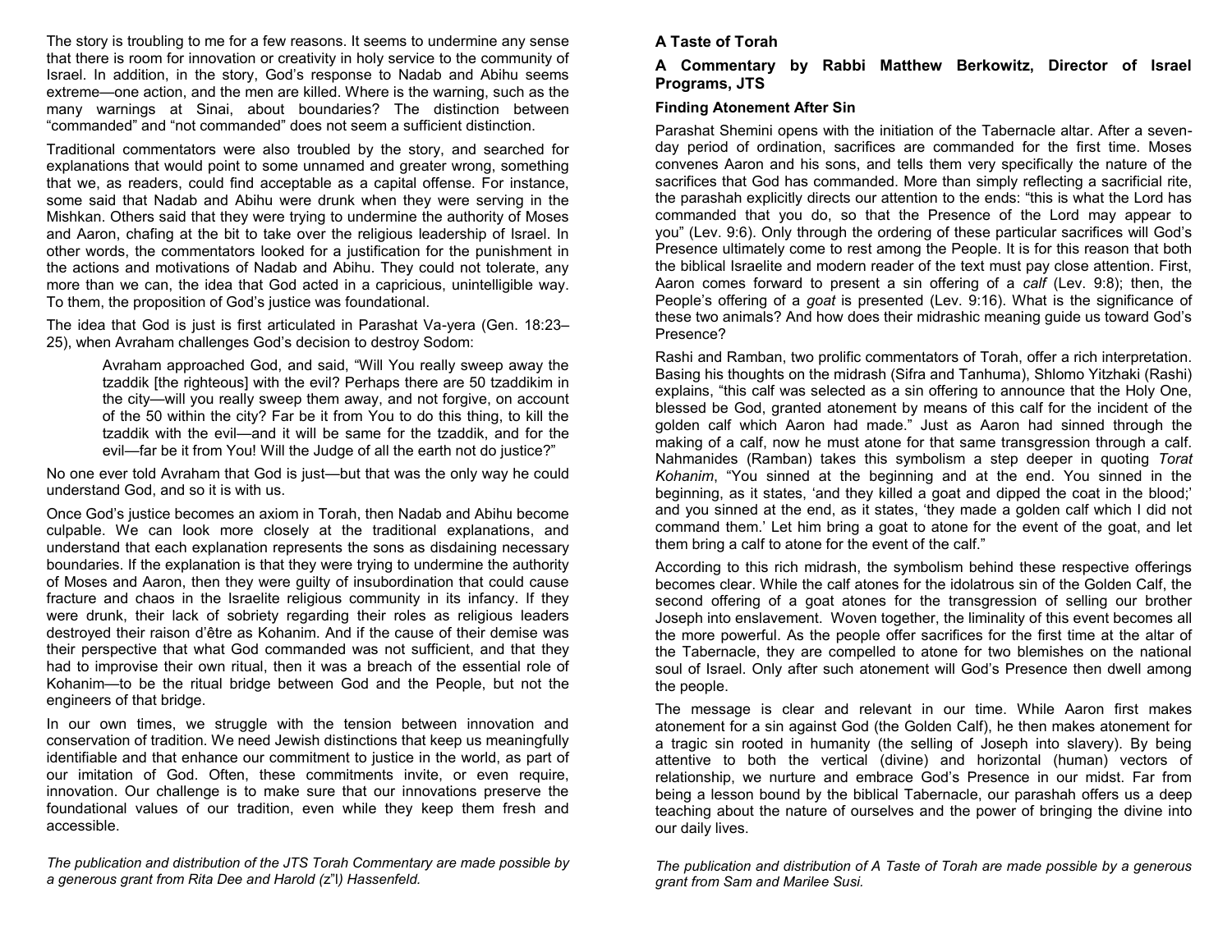The story is troubling to me for a few reasons. It seems to undermine any sense that there is room for innovation or creativity in holy service to the community of Israel. In addition, in the story, God's response to Nadab and Abihu seems extreme—one action, and the men are killed. Where is the warning, such as the many warnings at Sinai, about boundaries? The distinction between "commanded" and "not commanded" does not seem a sufficient distinction.

Traditional commentators were also troubled by the story, and searched for explanations that would point to some unnamed and greater wrong, something that we, as readers, could find acceptable as a capital offense. For instance, some said that Nadab and Abihu were drunk when they were serving in the Mishkan. Others said that they were trying to undermine the authority of Moses and Aaron, chafing at the bit to take over the religious leadership of Israel. In other words, the commentators looked for a justification for the punishment in the actions and motivations of Nadab and Abihu. They could not tolerate, any more than we can, the idea that God acted in a capricious, unintelligible way. To them, the proposition of God's justice was foundational.

The idea that God is just is first articulated in Parashat Va-yera (Gen. 18:23–25), when Avraham challenges God's decision to destroy Sodom:

> Avraham approached God, and said, "Will You really sweep away the tzaddik [the righteous] with the evil? Perhaps there are 50 tzaddikim in the city—will you really sweep them away, and not forgive, on account of the 50 within the city? Far be it from You to do this thing, to kill the tzaddik with the evil—and it will be same for the tzaddik, and for the evil—far be it from You! Will the Judge of all the earth not do justice?"

No one ever told Avraham that God is just—but that was the only way he could understand God, and so it is with us.

Once God's justice becomes an axiom in Torah, then Nadab and Abihu become culpable. We can look more closely at the traditional explanations, and understand that each explanation represents the sons as disdaining necessary boundaries. If the explanation is that they were trying to undermine the authority of Moses and Aaron, then they were guilty of insubordination that could cause fracture and chaos in the Israelite religious community in its infancy. If they were drunk, their lack of sobriety regarding their roles as religious leaders destroyed their raison d'être as Kohanim. And if the cause of their demise was their perspective that what God commanded was not sufficient, and that they had to improvise their own ritual, then it was a breach of the essential role of Kohanim—to be the ritual bridge between God and the People, but not the engineers of that bridge.

In our own times, we struggle with the tension between innovation and conservation of tradition. We need Jewish distinctions that keep us meaningfully identifiable and that enhance our commitment to justice in the world, as part of our imitation of God. Often, these commitments invite, or even require, innovation. Our challenge is to make sure that our innovations preserve the foundational values of our tradition, even while they keep them fresh and accessible.

*The publication and distribution of the JTS Torah Commentary are made possible by a generous grant from Rita Dee and Harold (z"l) Hassenfeld.*

## A Taste of Torah

## A Commentary by Rabbi Matthew Berkowitz, Director of Israel Programs, JTS

### Finding Atonement After Sin

Parashat Shemini opens with the initiation of the Tabernacle altar. After a seven-day period of ordination, sacrifices are commanded for the first time. Moses convenes Aaron and his sons, and tells them very specifically the nature of the sacrifices that God has commanded. More than simply reflecting a sacrificial rite, the parashah explicitly directs our attention to the ends: "this is what the Lord has commanded that you do, so that the Presence of the Lord may appear to you" (Lev. 9:6). Only through the ordering of these particular sacrifices will God's Presence ultimately come to rest among the People. It is for this reason that both the biblical Israelite and modern reader of the text must pay close attention. First, Aaron comes forward to present a sin offering of a *calf* (Lev. 9:8); then, the People's offering of a *goat* is presented (Lev. 9:16). What is the significance of these two animals? And how does their midrashic meaning guide us toward God's Presence?

Rashi and Ramban, two prolific commentators of Torah, offer a rich interpretation. Basing his thoughts on the midrash (Sifra and Tanhuma), Shlomo Yitzhaki (Rashi) explains, "this calf was selected as a sin offering to announce that the Holy One, blessed be God, granted atonement by means of this calf for the incident of the golden calf which Aaron had made." Just as Aaron had sinned through the making of a calf, now he must atone for that same transgression through a calf. Nahmanides (Ramban) takes this symbolism a step deeper in quoting *Torat Kohanim*, "You sinned at the beginning and at the end. You sinned in the beginning, as it states, 'and they killed a goat and dipped the coat in the blood;' and you sinned at the end, as it states, 'they made a golden calf which I did not command them.' Let him bring a goat to atone for the event of the goat, and let them bring a calf to atone for the event of the calf."

According to this rich midrash, the symbolism behind these respective offerings becomes clear. While the calf atones for the idolatrous sin of the Golden Calf, the second offering of a goat atones for the transgression of selling our brother Joseph into enslavement. Woven together, the liminality of this event becomes all the more powerful. As the people offer sacrifices for the first time at the altar of the Tabernacle, they are compelled to atone for two blemishes on the national soul of Israel. Only after such atonement will God's Presence then dwell among the people.

The message is clear and relevant in our time. While Aaron first makes atonement for a sin against God (the Golden Calf), he then makes atonement for a tragic sin rooted in humanity (the selling of Joseph into slavery). By being attentive to both the vertical (divine) and horizontal (human) vectors of relationship, we nurture and embrace God's Presence in our midst. Far from being a lesson bound by the biblical Tabernacle, our parashah offers us a deep teaching about the nature of ourselves and the power of bringing the divine into our daily lives.

*The publication and distribution of A Taste of Torah are made possible by a generous grant from Sam and Marilee Susi.*